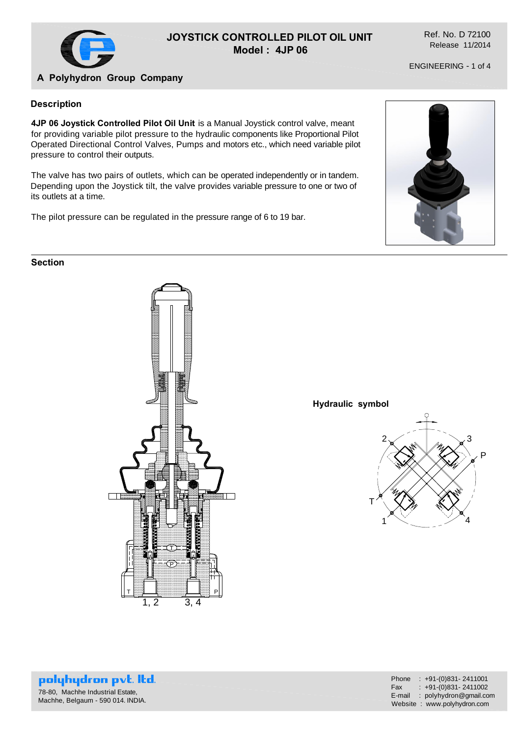# JOYSTICK CONTROLLED PILOT OIL UNIT
## Model : 4JP 06

Ref. No. D 72100
Release 11/2014

ENGINEERING

**A Polyhydron Group Company**

### Description

**4JP 06 Joystick Controlled Pilot Oil Unit** is a Manual Joystick control valve, meant for providing variable pilot pressure to the hydraulic components like Proportional Pilot Operated Directional Control Valves, Pumps and motors etc., which need variable pilot pressure to control their outputs.

The valve has two pairs of outlets, which can be operated independently or in tandem. Depending upon the Joystick tilt, the valve provides variable pressure to one or two of its outlets at a time.

The pilot pressure can be regulated in the pressure range of 6 to 19 bar.

### Section

T P
1, 2 3, 4

**Hydraulic symbol**

2 3 P T 1 4

**polyhydron pvt. ltd.**
78-80, Machhe Industrial Estate,
Machhe, Belgaum - 590 014. INDIA.

Phone : +91-(0)831- 2411001
Fax : +91-(0)831- 2411002
E-mail : polyhydron@gmail.com
Website : www.polyhydron.com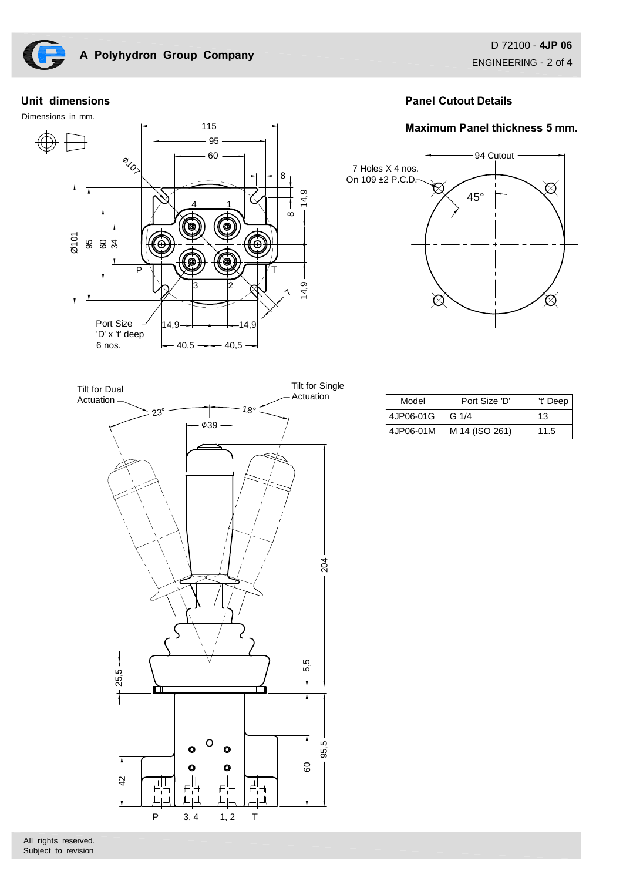## Unit dimensions

Dimensions in mm.

Port Size 'D' x 't' deep 6 nos.

Tilt for Dual Actuation

Tilt for Single Actuation

## Panel Cutout Details

### Maximum Panel thickness 5 mm.

94 Cutout

7 Holes X 4 nos. On 109 ±2 P.C.D.

| Model | Port Size 'D' | 't' Deep |
|---|---|---|
| 4JP06-01G | G 1/4 | 13 |
| 4JP06-01M | M 14 (ISO 261) | 11.5 |

All rights reserved.
Subject to revision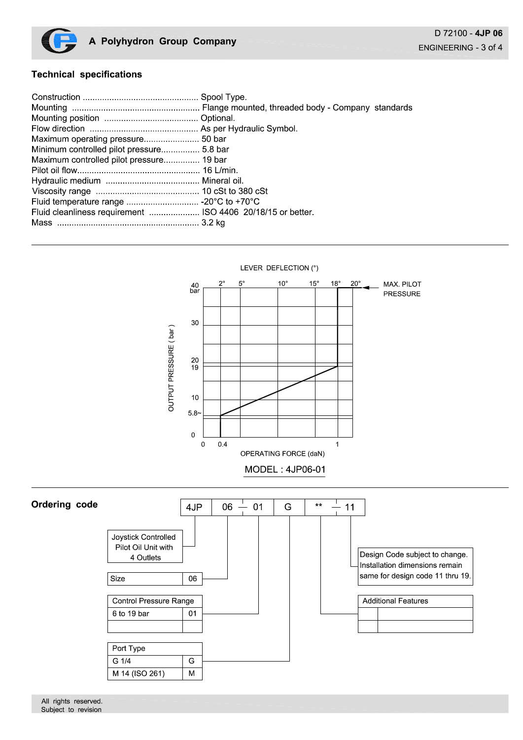## Technical specifications

Construction ................................................ Spool Type.
Mounting ..................................................... Flange mounted, threaded body - Company standards
Mounting position ....................................... Optional.
Flow direction ............................................. As per Hydraulic Symbol.
Maximum operating pressure....................... 50 bar
Minimum controlled pilot pressure................ 5.8 bar
Maximum controlled pilot pressure............... 19 bar
Pilot oil flow................................................... 16 L/min.
Hydraulic medium ....................................... Mineral oil.
Viscosity range ........................................... 10 cSt to 380 cSt
Fluid temperature range .............................. -20°C to +70°C
Fluid cleanliness requirement ..................... ISO 4406 20/18/15 or better.
Mass ........................................................... 3.2 kg

LEVER DEFLECTION (°)

2° 5° 10° 15° 18° 20°

MAX. PILOT PRESSURE

OUTPUT PRESSURE ( bar )

40 bar, 30, 20, 19, 10, 5.8~, 0

0 0.4 1

OPERATING FORCE (daN)

MODEL : 4JP06-01

## Ordering code

| 4JP | 06 — 01 | G | ** — 11 |
|---|---|---|---|

Joystick Controlled Pilot Oil Unit with 4 Outlets

| Size | 06 |
|---|---|

| Control Pressure Range | |
|---|---|
| 6 to 19 bar | 01 |
| | |

| Port Type | |
|---|---|
| G 1/4 | G |
| M 14 (ISO 261) | M |

Design Code subject to change. Installation dimensions remain same for design code 11 thru 19.

| Additional Features | |
|---|---|
| | |
| | |

All rights reserved.
Subject to revision